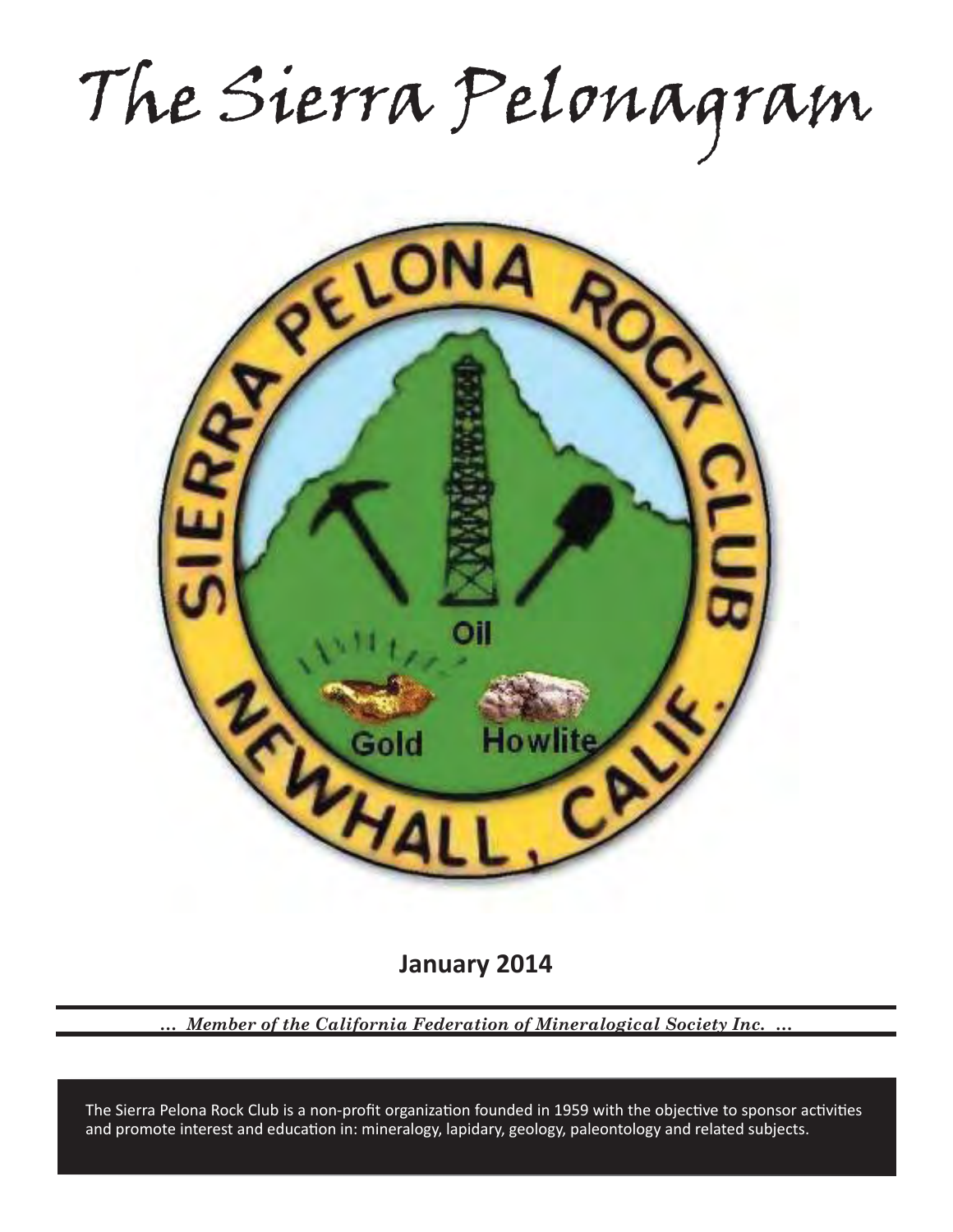# The Sierra Pelonagram

SIERRA PELONA ROCK CLUB

NEWHALL, CALIF.

Oil

Gold

Howlite

**January 2014**

*... Member of the California Federation of Mineralogical Society Inc. ...*

The Sierra Pelona Rock Club is a non-profit organization founded in 1959 with the objective to sponsor activities and promote interest and education in: mineralogy, lapidary, geology, paleontology and related subjects.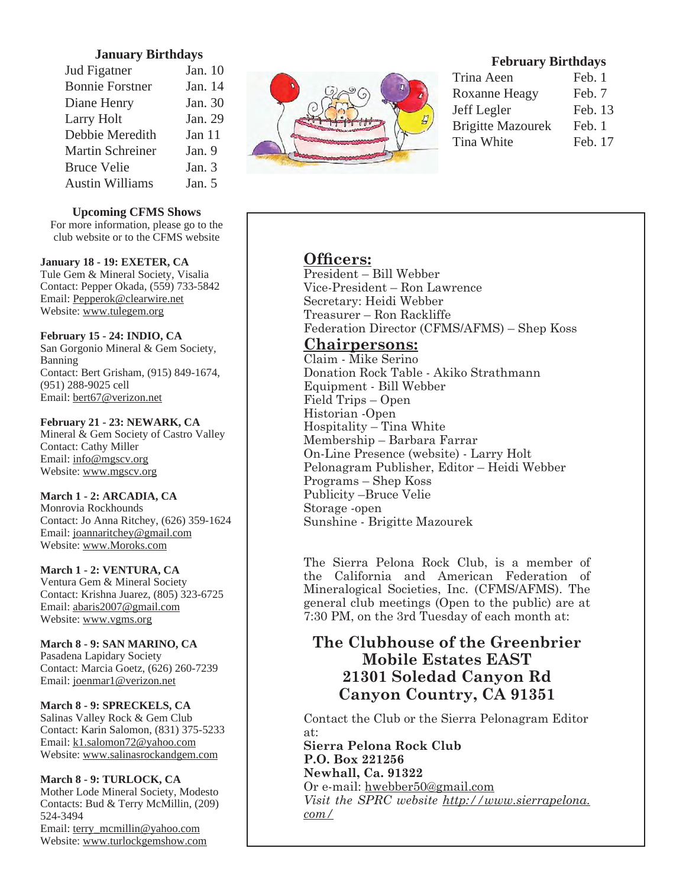### January Birthdays

| Name | Date |
|---|---|
| Jud Figatner | Jan. 10 |
| Bonnie Forstner | Jan. 14 |
| Diane Henry | Jan. 30 |
| Larry Holt | Jan. 29 |
| Debbie Meredith | Jan 11 |
| Martin Schreiner | Jan. 9 |
| Bruce Velie | Jan. 3 |
| Austin Williams | Jan. 5 |

### February Birthdays

| Name | Date |
|---|---|
| Trina Aeen | Feb. 1 |
| Roxanne Heagy | Feb. 7 |
| Jeff Legler | Feb. 13 |
| Brigitte Mazourek | Feb. 1 |
| Tina White | Feb. 17 |

### Upcoming CFMS Shows

For more information, please go to the club website or to the CFMS website

**January 18 - 19: EXETER, CA**
Tule Gem & Mineral Society, Visalia
Contact: Pepper Okada, (559) 733-5842
Email: Pepperok@clearwire.net
Website: www.tulegem.org

**February 15 - 24: INDIO, CA**
San Gorgonio Mineral & Gem Society, Banning
Contact: Bert Grisham, (915) 849-1674, (951) 288-9025 cell
Email: bert67@verizon.net

**February 21 - 23: NEWARK, CA**
Mineral & Gem Society of Castro Valley
Contact: Cathy Miller
Email: info@mgscv.org
Website: www.mgscv.org

**March 1 - 2: ARCADIA, CA**
Monrovia Rockhounds
Contact: Jo Anna Ritchey, (626) 359-1624
Email: joannaritchey@gmail.com
Website: www.Moroks.com

**March 1 - 2: VENTURA, CA**
Ventura Gem & Mineral Society
Contact: Krishna Juarez, (805) 323-6725
Email: abaris2007@gmail.com
Website: www.vgms.org

**March 8 - 9: SAN MARINO, CA**
Pasadena Lapidary Society
Contact: Marcia Goetz, (626) 260-7239
Email: joenmar1@verizon.net

**March 8 - 9: SPRECKELS, CA**
Salinas Valley Rock & Gem Club
Contact: Karin Salomon, (831) 375-5233
Email: k1.salomon72@yahoo.com
Website: www.salinasrockandgem.com

**March 8 - 9: TURLOCK, CA**
Mother Lode Mineral Society, Modesto
Contacts: Bud & Terry McMillin, (209) 524-3494
Email: terry_mcmillin@yahoo.com
Website: www.turlockgemshow.com

## Officers:

President – Bill Webber
Vice-President – Ron Lawrence
Secretary: Heidi Webber
Treasurer – Ron Rackliffe
Federation Director (CFMS/AFMS) – Shep Koss

## Chairpersons:

Claim - Mike Serino
Donation Rock Table - Akiko Strathmann
Equipment - Bill Webber
Field Trips – Open
Historian -Open
Hospitality – Tina White
Membership – Barbara Farrar
On-Line Presence (website) - Larry Holt
Pelonagram Publisher, Editor – Heidi Webber
Programs – Shep Koss
Publicity –Bruce Velie
Storage -open
Sunshine - Brigitte Mazourek

The Sierra Pelona Rock Club, is a member of the California and American Federation of Mineralogical Societies, Inc. (CFMS/AFMS). The general club meetings (Open to the public) are at 7:30 PM, on the 3rd Tuesday of each month at:

**The Clubhouse of the Greenbrier Mobile Estates EAST**
**21301 Soledad Canyon Rd**
**Canyon Country, CA 91351**

Contact the Club or the Sierra Pelonagram Editor at:
**Sierra Pelona Rock Club**
**P.O. Box 221256**
**Newhall, Ca. 91322**
Or e-mail: hwebber50@gmail.com
*Visit the SPRC website http://www.sierrapelona.com/*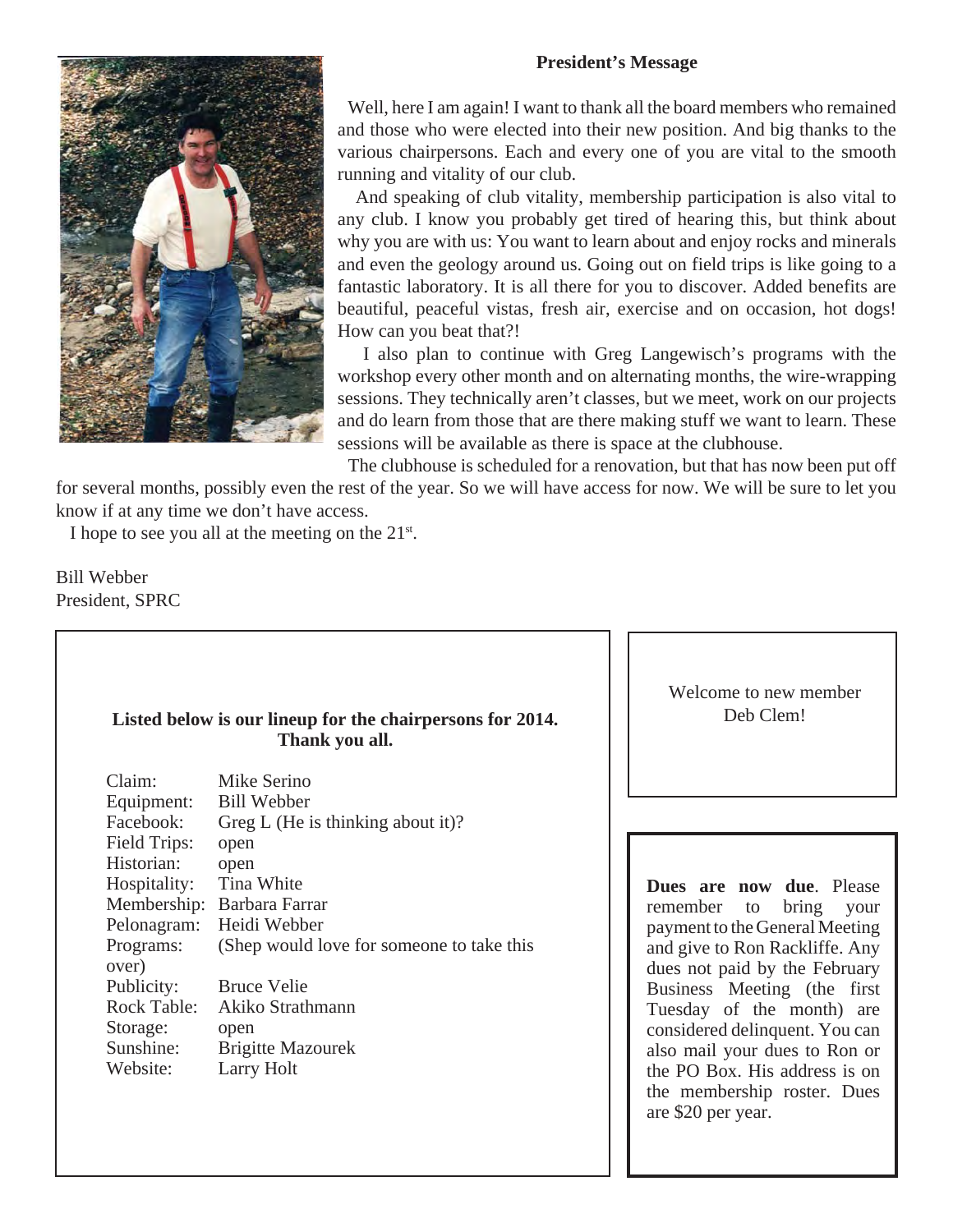## President's Message

Well, here I am again! I want to thank all the board members who remained and those who were elected into their new position. And big thanks to the various chairpersons. Each and every one of you are vital to the smooth running and vitality of our club.

And speaking of club vitality, membership participation is also vital to any club. I know you probably get tired of hearing this, but think about why you are with us: You want to learn about and enjoy rocks and minerals and even the geology around us. Going out on field trips is like going to a fantastic laboratory. It is all there for you to discover. Added benefits are beautiful, peaceful vistas, fresh air, exercise and on occasion, hot dogs! How can you beat that?!

I also plan to continue with Greg Langewisch's programs with the workshop every other month and on alternating months, the wire-wrapping sessions. They technically aren't classes, but we meet, work on our projects and do learn from those that are there making stuff we want to learn. These sessions will be available as there is space at the clubhouse.

The clubhouse is scheduled for a renovation, but that has now been put off for several months, possibly even the rest of the year. So we will have access for now. We will be sure to let you know if at any time we don't have access.

I hope to see you all at the meeting on the 21st.

Bill Webber
President, SPRC

**Listed below is our lineup for the chairpersons for 2014. Thank you all.**

| | |
|---|---|
| Claim: | Mike Serino |
| Equipment: | Bill Webber |
| Facebook: | Greg L (He is thinking about it)? |
| Field Trips: | open |
| Historian: | open |
| Hospitality: | Tina White |
| Membership: | Barbara Farrar |
| Pelonagram: | Heidi Webber |
| Programs: | (Shep would love for someone to take this over) |
| Publicity: | Bruce Velie |
| Rock Table: | Akiko Strathmann |
| Storage: | open |
| Sunshine: | Brigitte Mazourek |
| Website: | Larry Holt |

Welcome to new member Deb Clem!

**Dues are now due**. Please remember to bring your payment to the General Meeting and give to Ron Rackliffe. Any dues not paid by the February Business Meeting (the first Tuesday of the month) are considered delinquent. You can also mail your dues to Ron or the PO Box. His address is on the membership roster. Dues are $20 per year.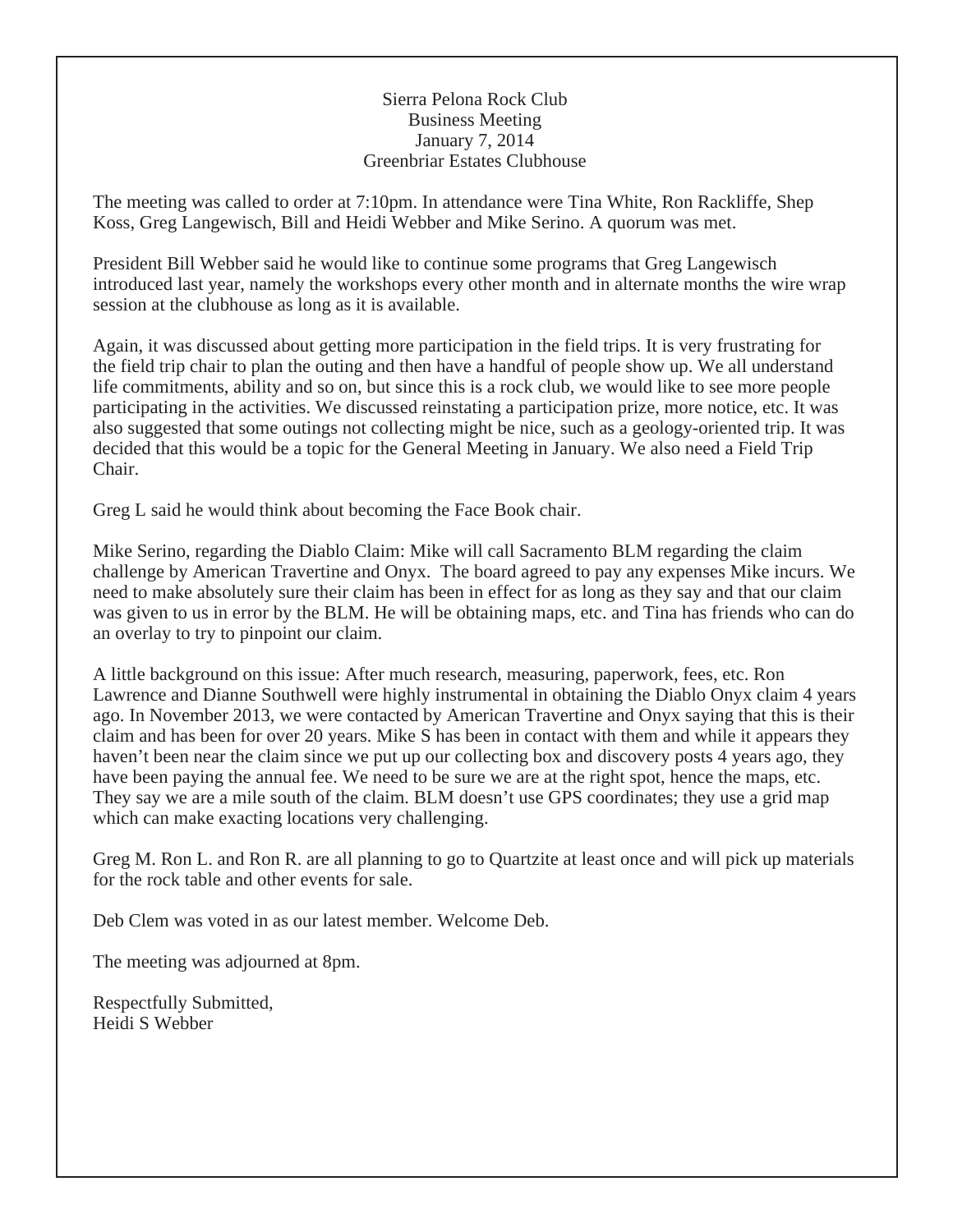Sierra Pelona Rock Club
Business Meeting
January 7, 2014
Greenbriar Estates Clubhouse

The meeting was called to order at 7:10pm. In attendance were Tina White, Ron Rackliffe, Shep Koss, Greg Langewisch, Bill and Heidi Webber and Mike Serino. A quorum was met.

President Bill Webber said he would like to continue some programs that Greg Langewisch introduced last year, namely the workshops every other month and in alternate months the wire wrap session at the clubhouse as long as it is available.

Again, it was discussed about getting more participation in the field trips. It is very frustrating for the field trip chair to plan the outing and then have a handful of people show up. We all understand life commitments, ability and so on, but since this is a rock club, we would like to see more people participating in the activities. We discussed reinstating a participation prize, more notice, etc. It was also suggested that some outings not collecting might be nice, such as a geology-oriented trip. It was decided that this would be a topic for the General Meeting in January. We also need a Field Trip Chair.

Greg L said he would think about becoming the Face Book chair.

Mike Serino, regarding the Diablo Claim: Mike will call Sacramento BLM regarding the claim challenge by American Travertine and Onyx. The board agreed to pay any expenses Mike incurs. We need to make absolutely sure their claim has been in effect for as long as they say and that our claim was given to us in error by the BLM. He will be obtaining maps, etc. and Tina has friends who can do an overlay to try to pinpoint our claim.

A little background on this issue: After much research, measuring, paperwork, fees, etc. Ron Lawrence and Dianne Southwell were highly instrumental in obtaining the Diablo Onyx claim 4 years ago. In November 2013, we were contacted by American Travertine and Onyx saying that this is their claim and has been for over 20 years. Mike S has been in contact with them and while it appears they haven't been near the claim since we put up our collecting box and discovery posts 4 years ago, they have been paying the annual fee. We need to be sure we are at the right spot, hence the maps, etc. They say we are a mile south of the claim. BLM doesn't use GPS coordinates; they use a grid map which can make exacting locations very challenging.

Greg M. Ron L. and Ron R. are all planning to go to Quartzite at least once and will pick up materials for the rock table and other events for sale.

Deb Clem was voted in as our latest member. Welcome Deb.

The meeting was adjourned at 8pm.

Respectfully Submitted,
Heidi S Webber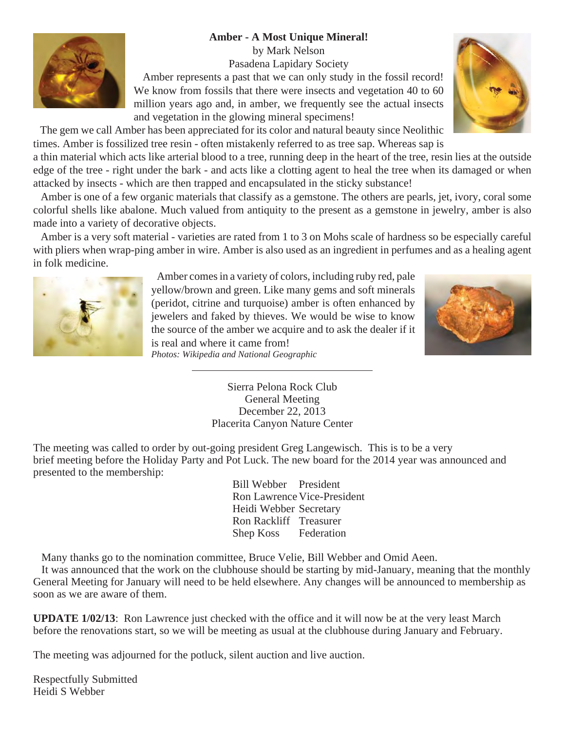## Amber - A Most Unique Mineral!

by Mark Nelson
Pasadena Lapidary Society

Amber represents a past that we can only study in the fossil record! We know from fossils that there were insects and vegetation 40 to 60 million years ago and, in amber, we frequently see the actual insects and vegetation in the glowing mineral specimens!

The gem we call Amber has been appreciated for its color and natural beauty since Neolithic times. Amber is fossilized tree resin - often mistakenly referred to as tree sap. Whereas sap is a thin material which acts like arterial blood to a tree, running deep in the heart of the tree, resin lies at the outside edge of the tree - right under the bark - and acts like a clotting agent to heal the tree when its damaged or when attacked by insects - which are then trapped and encapsulated in the sticky substance!

Amber is one of a few organic materials that classify as a gemstone. The others are pearls, jet, ivory, coral some colorful shells like abalone. Much valued from antiquity to the present as a gemstone in jewelry, amber is also made into a variety of decorative objects.

Amber is a very soft material - varieties are rated from 1 to 3 on Mohs scale of hardness so be especially careful with pliers when wrap-ping amber in wire. Amber is also used as an ingredient in perfumes and as a healing agent in folk medicine.

Amber comes in a variety of colors, including ruby red, pale yellow/brown and green. Like many gems and soft minerals (peridot, citrine and turquoise) amber is often enhanced by jewelers and faked by thieves. We would be wise to know the source of the amber we acquire and to ask the dealer if it is real and where it came from!

*Photos: Wikipedia and National Geographic*

---

Sierra Pelona Rock Club
General Meeting
December 22, 2013
Placerita Canyon Nature Center

The meeting was called to order by out-going president Greg Langewisch. This is to be a very brief meeting before the Holiday Party and Pot Luck. The new board for the 2014 year was announced and presented to the membership:

| | |
|---|---|
| Bill Webber | President |
| Ron Lawrence | Vice-President |
| Heidi Webber | Secretary |
| Ron Rackliff | Treasurer |
| Shep Koss | Federation |

Many thanks go to the nomination committee, Bruce Velie, Bill Webber and Omid Aeen.

It was announced that the work on the clubhouse should be starting by mid-January, meaning that the monthly General Meeting for January will need to be held elsewhere. Any changes will be announced to membership as soon as we are aware of them.

**UPDATE 1/02/13**: Ron Lawrence just checked with the office and it will now be at the very least March before the renovations start, so we will be meeting as usual at the clubhouse during January and February.

The meeting was adjourned for the potluck, silent auction and live auction.

Respectfully Submitted
Heidi S Webber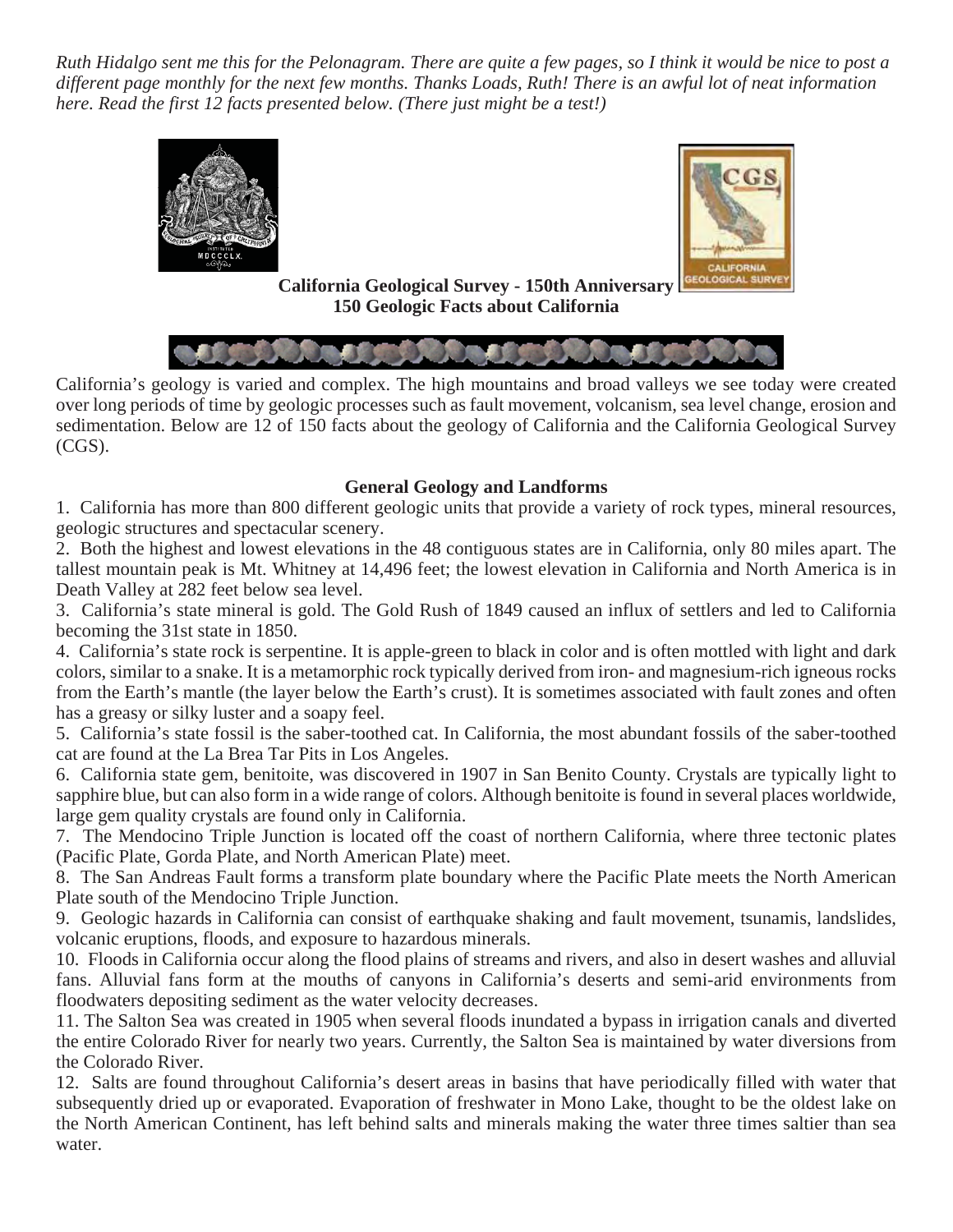*Ruth Hidalgo sent me this for the Pelonagram. There are quite a few pages, so I think it would be nice to post a different page monthly for the next few months. Thanks Loads, Ruth! There is an awful lot of neat information here. Read the first 12 facts presented below. (There just might be a test!)*

**California Geological Survey - 150th Anniversary**
**150 Geologic Facts about California**

California's geology is varied and complex. The high mountains and broad valleys we see today were created over long periods of time by geologic processes such as fault movement, volcanism, sea level change, erosion and sedimentation. Below are 12 of 150 facts about the geology of California and the California Geological Survey (CGS).

### General Geology and Landforms

1. California has more than 800 different geologic units that provide a variety of rock types, mineral resources, geologic structures and spectacular scenery.
2. Both the highest and lowest elevations in the 48 contiguous states are in California, only 80 miles apart. The tallest mountain peak is Mt. Whitney at 14,496 feet; the lowest elevation in California and North America is in Death Valley at 282 feet below sea level.
3. California's state mineral is gold. The Gold Rush of 1849 caused an influx of settlers and led to California becoming the 31st state in 1850.
4. California's state rock is serpentine. It is apple-green to black in color and is often mottled with light and dark colors, similar to a snake. It is a metamorphic rock typically derived from iron- and magnesium-rich igneous rocks from the Earth's mantle (the layer below the Earth's crust). It is sometimes associated with fault zones and often has a greasy or silky luster and a soapy feel.
5. California's state fossil is the saber-toothed cat. In California, the most abundant fossils of the saber-toothed cat are found at the La Brea Tar Pits in Los Angeles.
6. California state gem, benitoite, was discovered in 1907 in San Benito County. Crystals are typically light to sapphire blue, but can also form in a wide range of colors. Although benitoite is found in several places worldwide, large gem quality crystals are found only in California.
7. The Mendocino Triple Junction is located off the coast of northern California, where three tectonic plates (Pacific Plate, Gorda Plate, and North American Plate) meet.
8. The San Andreas Fault forms a transform plate boundary where the Pacific Plate meets the North American Plate south of the Mendocino Triple Junction.
9. Geologic hazards in California can consist of earthquake shaking and fault movement, tsunamis, landslides, volcanic eruptions, floods, and exposure to hazardous minerals.
10. Floods in California occur along the flood plains of streams and rivers, and also in desert washes and alluvial fans. Alluvial fans form at the mouths of canyons in California's deserts and semi-arid environments from floodwaters depositing sediment as the water velocity decreases.
11. The Salton Sea was created in 1905 when several floods inundated a bypass in irrigation canals and diverted the entire Colorado River for nearly two years. Currently, the Salton Sea is maintained by water diversions from the Colorado River.
12. Salts are found throughout California's desert areas in basins that have periodically filled with water that subsequently dried up or evaporated. Evaporation of freshwater in Mono Lake, thought to be the oldest lake on the North American Continent, has left behind salts and minerals making the water three times saltier than sea water.